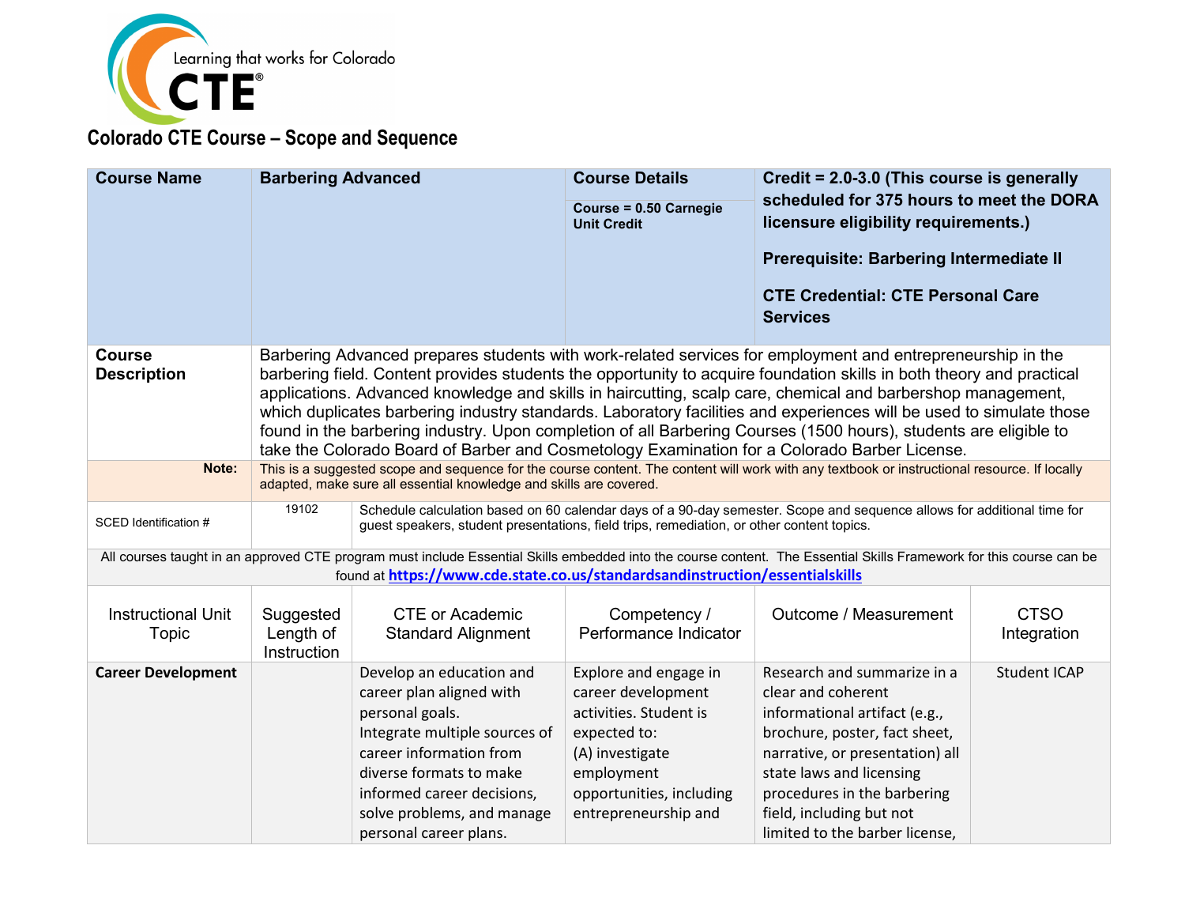Learning that works for Colorado CTE®

## Colorado CTE Course – Scope and Sequence

| Course Name | Barbering Advanced | Course Details | Credit = 2.0-3.0 (This course is generally scheduled for 375 hours to meet the DORA licensure eligibility requirements.) |
|---|---|---|---|
| | | Course = 0.50 Carnegie Unit Credit | Prerequisite: Barbering Intermediate II<br><br>CTE Credential: CTE Personal Care Services |

| | |
|---|---|
| **Course Description** | Barbering Advanced prepares students with work-related services for employment and entrepreneurship in the barbering field. Content provides students the opportunity to acquire foundation skills in both theory and practical applications. Advanced knowledge and skills in haircutting, scalp care, chemical and barbershop management, which duplicates barbering industry standards. Laboratory facilities and experiences will be used to simulate those found in the barbering industry. Upon completion of all Barbering Courses (1500 hours), students are eligible to take the Colorado Board of Barber and Cosmetology Examination for a Colorado Barber License. |
| **Note:** | This is a suggested scope and sequence for the course content. The content will work with any textbook or instructional resource. If locally adapted, make sure all essential knowledge and skills are covered. |

| SCED Identification # | 19102 | Schedule calculation based on 60 calendar days of a 90-day semester. Scope and sequence allows for additional time for guest speakers, student presentations, field trips, remediation, or other content topics. |
|---|---|---|

All courses taught in an approved CTE program must include Essential Skills embedded into the course content. The Essential Skills Framework for this course can be found at https://www.cde.state.co.us/standardsandinstruction/essentialskills

| Instructional Unit Topic | Suggested Length of Instruction | CTE or Academic Standard Alignment | Competency / Performance Indicator | Outcome / Measurement | CTSO Integration |
|---|---|---|---|---|---|
| **Career Development** | | Develop an education and career plan aligned with personal goals.<br>Integrate multiple sources of career information from diverse formats to make informed career decisions, solve problems, and manage personal career plans. | Explore and engage in career development activities. Student is expected to:<br>(A) investigate employment opportunities, including entrepreneurship and | Research and summarize in a clear and coherent informational artifact (e.g., brochure, poster, fact sheet, narrative, or presentation) all state laws and licensing procedures in the barbering field, including but not limited to the barber license, | Student ICAP |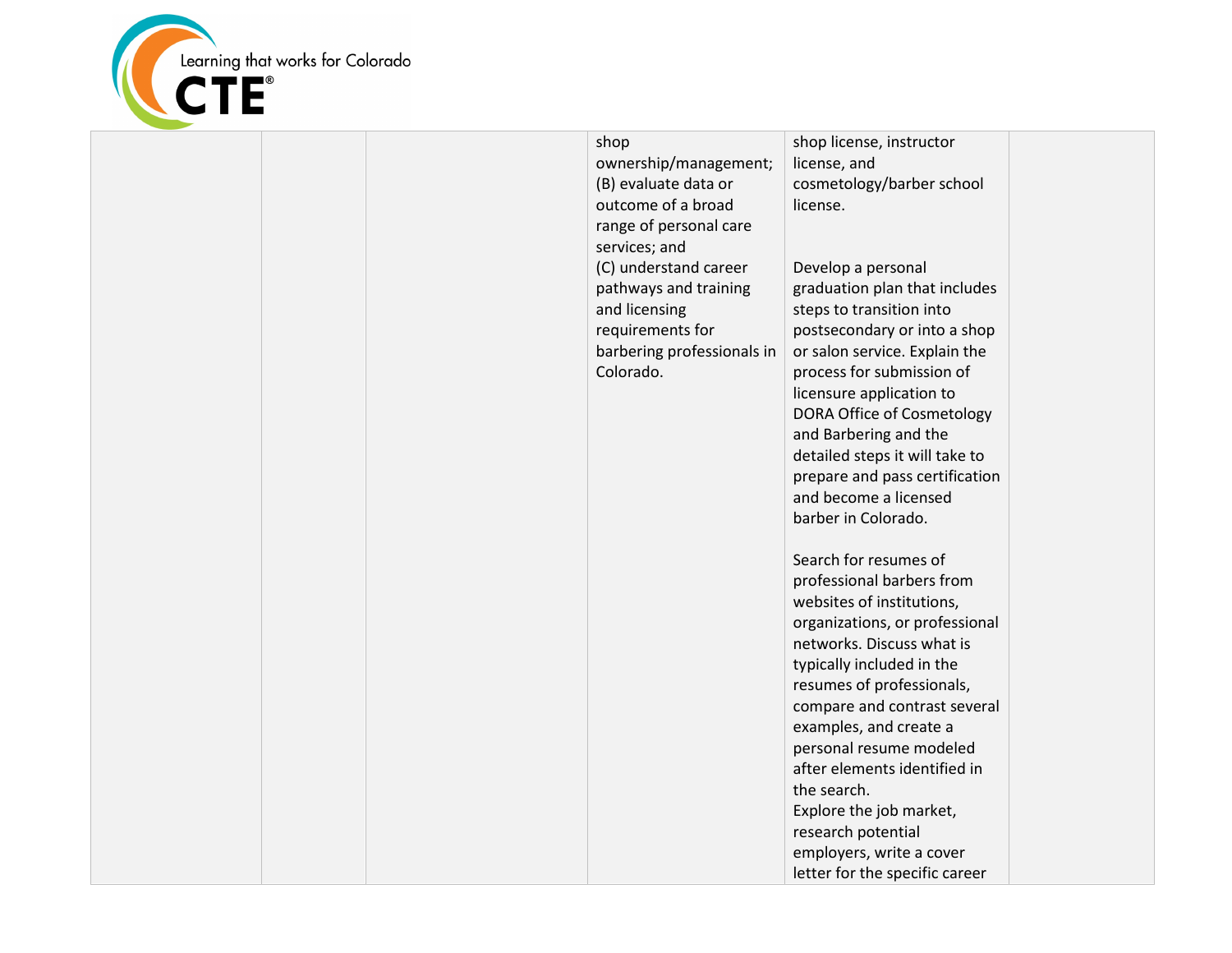|  |  |  | shop ownership/management;<br>(B) evaluate data or outcome of a broad range of personal care services; and<br>(C) understand career pathways and training and licensing requirements for barbering professionals in Colorado. | shop license, instructor license, and cosmetology/barber school license.<br><br>Develop a personal graduation plan that includes steps to transition into postsecondary or into a shop or salon service. Explain the process for submission of licensure application to DORA Office of Cosmetology and Barbering and the detailed steps it will take to prepare and pass certification and become a licensed barber in Colorado.<br><br>Search for resumes of professional barbers from websites of institutions, organizations, or professional networks. Discuss what is typically included in the resumes of professionals, compare and contrast several examples, and create a personal resume modeled after elements identified in the search.<br>Explore the job market, research potential employers, write a cover letter for the specific career |  |
|---|---|---|---|---|---|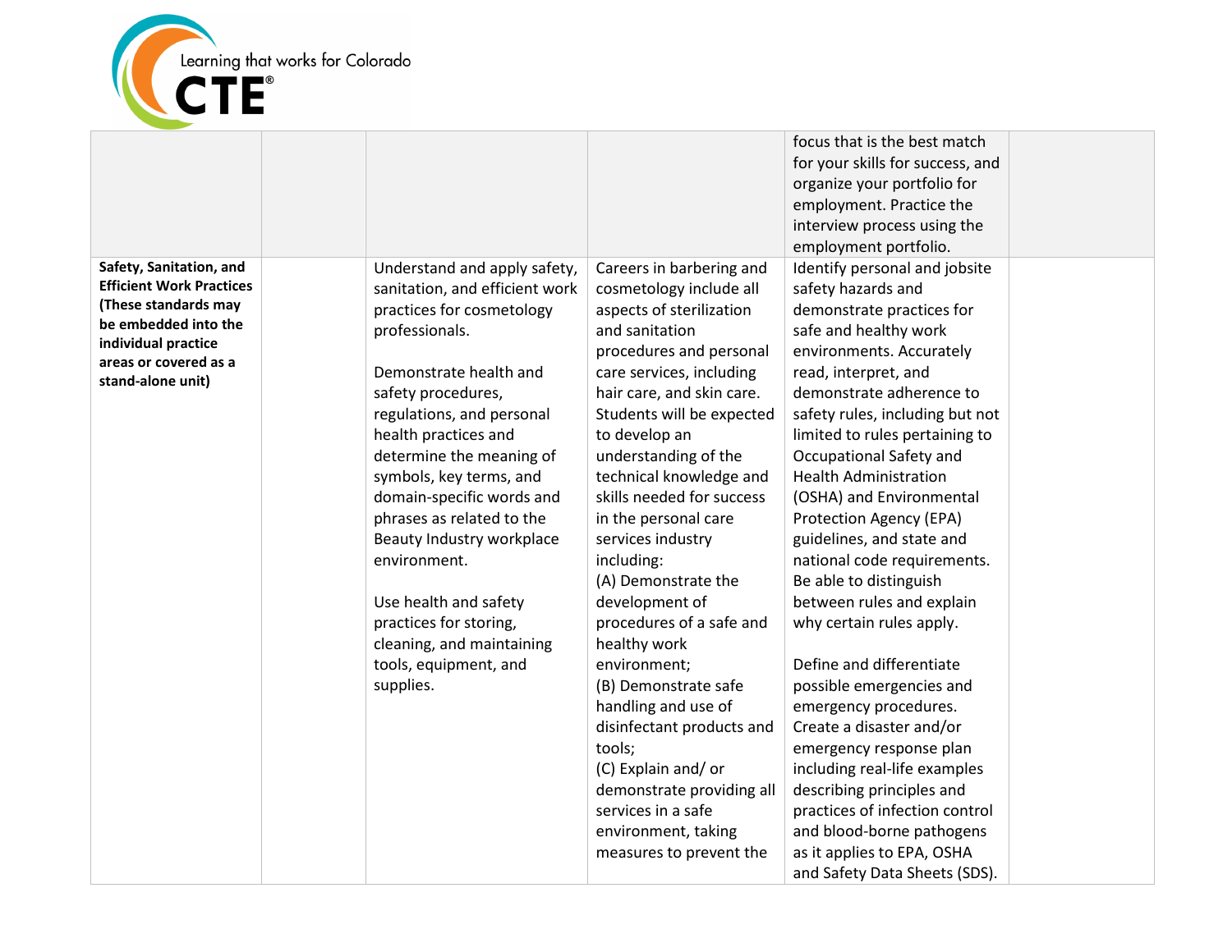| | | | | | |
|---|---|---|---|---|---|
| | | | | focus that is the best match for your skills for success, and organize your portfolio for employment. Practice the interview process using the employment portfolio. | |
| **Safety, Sanitation, and Efficient Work Practices (These standards may be embedded into the individual practice areas or covered as a stand-alone unit)** | | Understand and apply safety, sanitation, and efficient work practices for cosmetology professionals.<br><br>Demonstrate health and safety procedures, regulations, and personal health practices and determine the meaning of symbols, key terms, and domain-specific words and phrases as related to the Beauty Industry workplace environment.<br><br>Use health and safety practices for storing, cleaning, and maintaining tools, equipment, and supplies. | Careers in barbering and cosmetology include all aspects of sterilization and sanitation procedures and personal care services, including hair care, and skin care. Students will be expected to develop an understanding of the technical knowledge and skills needed for success in the personal care services industry including:<br>(A) Demonstrate the development of procedures of a safe and healthy work environment;<br>(B) Demonstrate safe handling and use of disinfectant products and tools;<br>(C) Explain and/ or demonstrate providing all services in a safe environment, taking measures to prevent the | Identify personal and jobsite safety hazards and demonstrate practices for safe and healthy work environments. Accurately read, interpret, and demonstrate adherence to safety rules, including but not limited to rules pertaining to Occupational Safety and Health Administration (OSHA) and Environmental Protection Agency (EPA) guidelines, and state and national code requirements. Be able to distinguish between rules and explain why certain rules apply.<br><br>Define and differentiate possible emergencies and emergency procedures. Create a disaster and/or emergency response plan including real-life examples describing principles and practices of infection control and blood-borne pathogens as it applies to EPA, OSHA and Safety Data Sheets (SDS). | |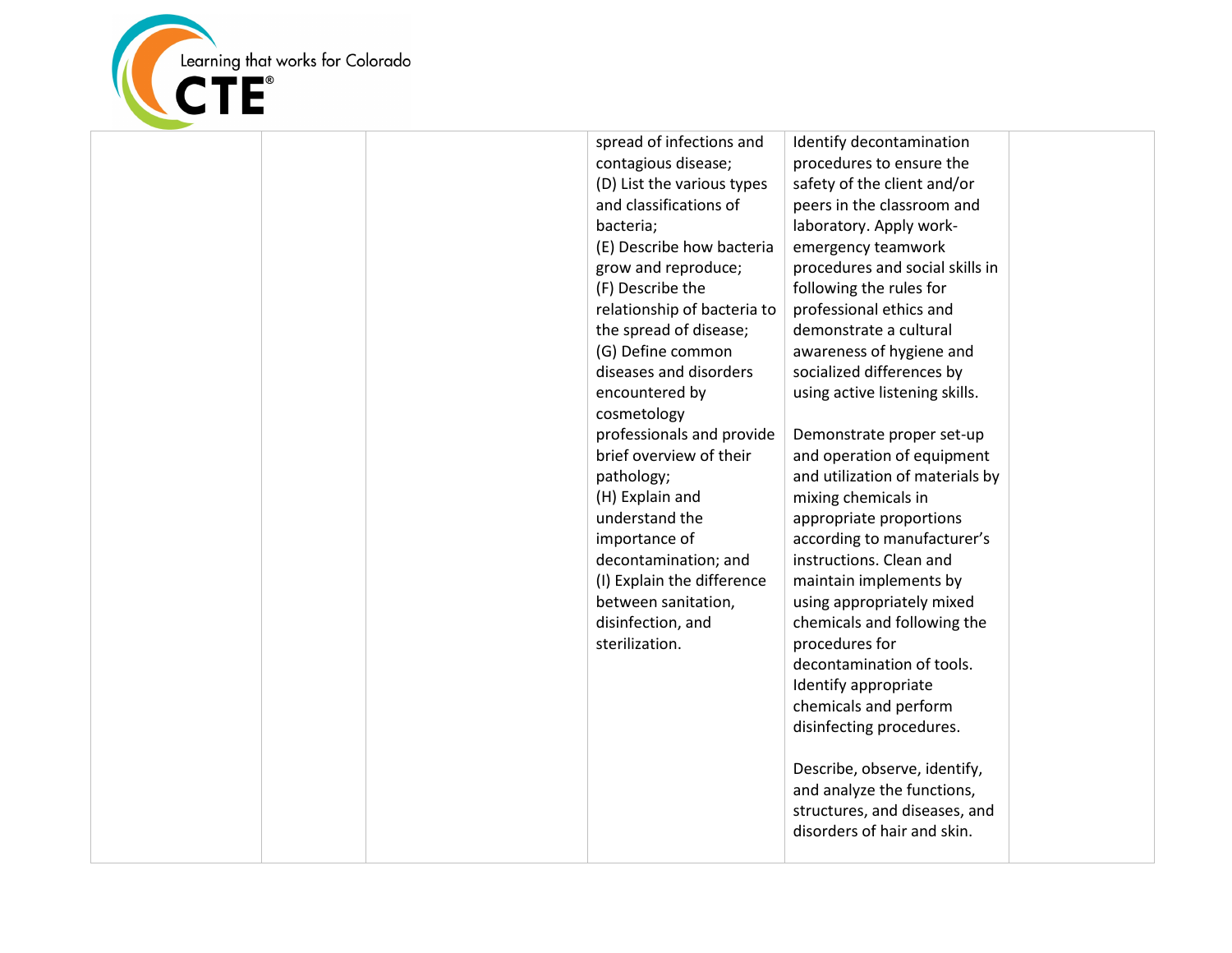| | | | | | |
|---|---|---|---|---|---|
| | | | spread of infections and contagious disease;<br>(D) List the various types and classifications of bacteria;<br>(E) Describe how bacteria grow and reproduce;<br>(F) Describe the relationship of bacteria to the spread of disease;<br>(G) Define common diseases and disorders encountered by cosmetology professionals and provide brief overview of their pathology;<br>(H) Explain and understand the importance of decontamination; and<br>(I) Explain the difference between sanitation, disinfection, and sterilization. | Identify decontamination procedures to ensure the safety of the client and/or peers in the classroom and laboratory. Apply work-emergency teamwork procedures and social skills in following the rules for professional ethics and demonstrate a cultural awareness of hygiene and socialized differences by using active listening skills.<br><br>Demonstrate proper set-up and operation of equipment and utilization of materials by mixing chemicals in appropriate proportions according to manufacturer's instructions. Clean and maintain implements by using appropriately mixed chemicals and following the procedures for decontamination of tools. Identify appropriate chemicals and perform disinfecting procedures.<br><br>Describe, observe, identify, and analyze the functions, structures, and diseases, and disorders of hair and skin. | |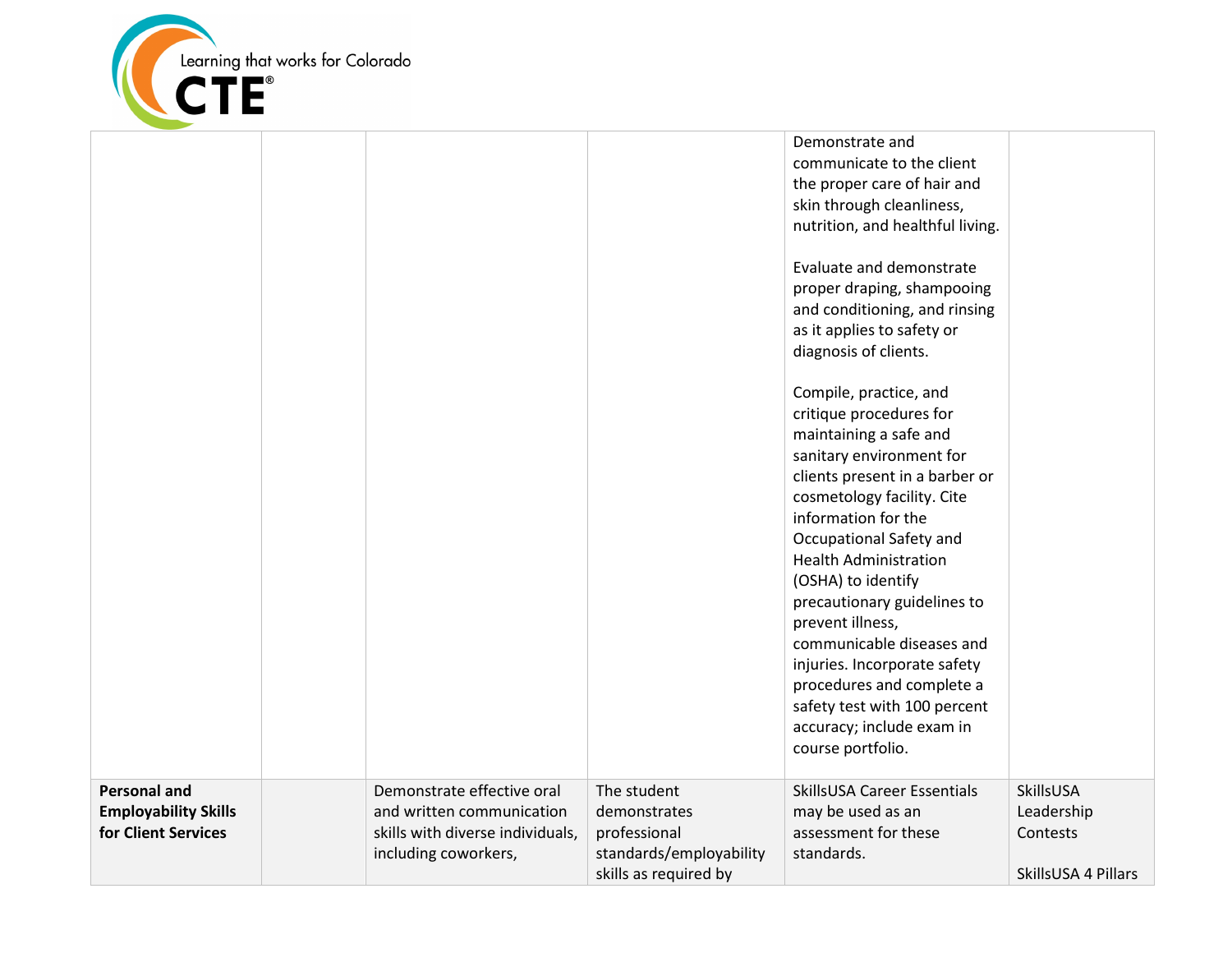| | | | | | |
|---|---|---|---|---|---|
| | | | | Demonstrate and communicate to the client the proper care of hair and skin through cleanliness, nutrition, and healthful living.<br><br>Evaluate and demonstrate proper draping, shampooing and conditioning, and rinsing as it applies to safety or diagnosis of clients.<br><br>Compile, practice, and critique procedures for maintaining a safe and sanitary environment for clients present in a barber or cosmetology facility. Cite information for the Occupational Safety and Health Administration (OSHA) to identify precautionary guidelines to prevent illness, communicable diseases and injuries. Incorporate safety procedures and complete a safety test with 100 percent accuracy; include exam in course portfolio. | |
| **Personal and Employability Skills for Client Services** | | Demonstrate effective oral and written communication skills with diverse individuals, including coworkers, | The student demonstrates professional standards/employability skills as required by | SkillsUSA Career Essentials may be used as an assessment for these standards. | SkillsUSA Leadership Contests<br><br>SkillsUSA 4 Pillars |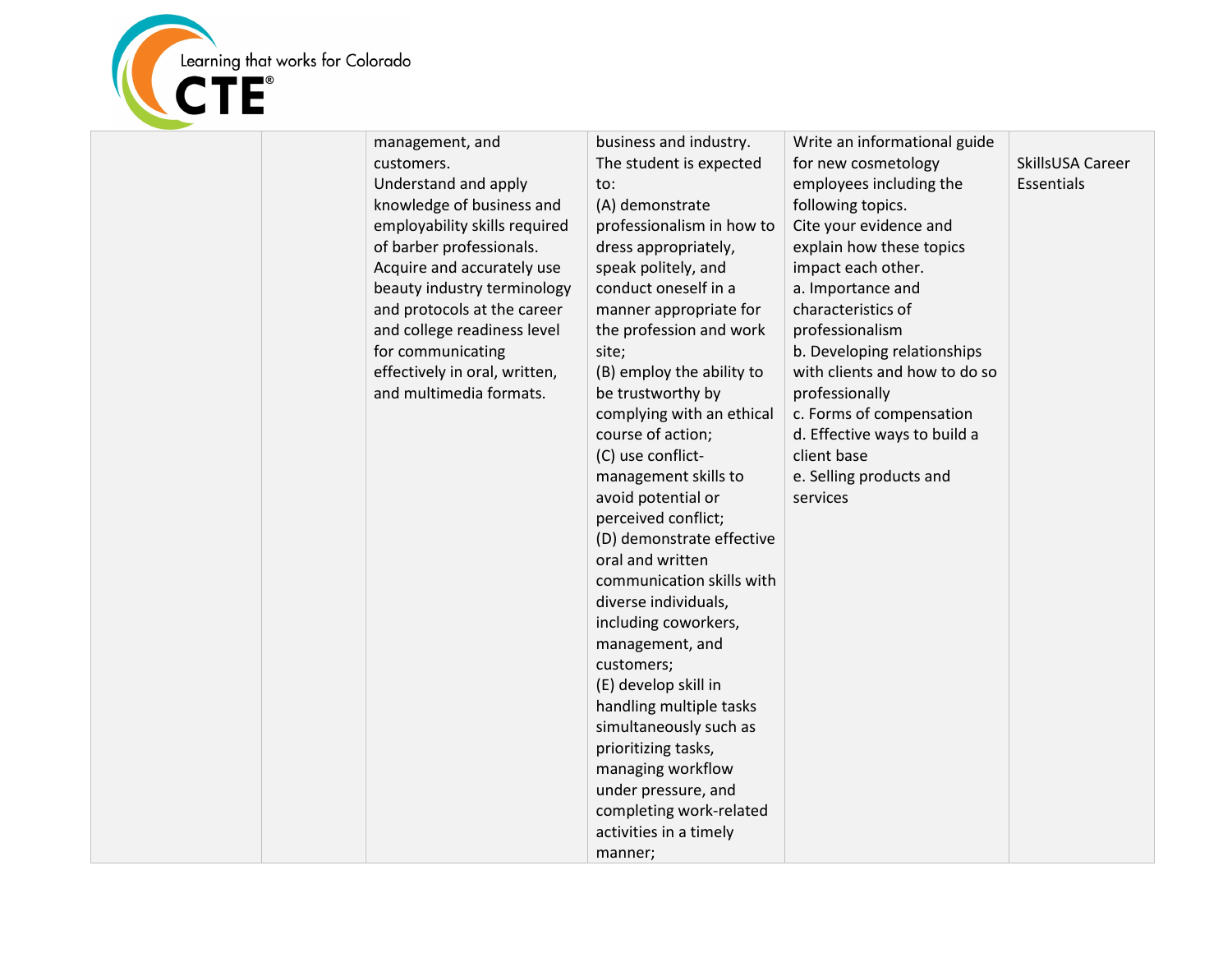| | | | | | |
|---|---|---|---|---|---|
| | | management, and customers.<br>Understand and apply knowledge of business and employability skills required of barber professionals.<br>Acquire and accurately use beauty industry terminology and protocols at the career and college readiness level for communicating effectively in oral, written, and multimedia formats. | business and industry. The student is expected to:<br>(A) demonstrate professionalism in how to dress appropriately, speak politely, and conduct oneself in a manner appropriate for the profession and work site;<br>(B) employ the ability to be trustworthy by complying with an ethical course of action;<br>(C) use conflict-management skills to avoid potential or perceived conflict;<br>(D) demonstrate effective oral and written communication skills with diverse individuals, including coworkers, management, and customers;<br>(E) develop skill in handling multiple tasks simultaneously such as prioritizing tasks, managing workflow under pressure, and completing work-related activities in a timely manner; | Write an informational guide for new cosmetology employees including the following topics.<br>Cite your evidence and explain how these topics impact each other.<br>a. Importance and characteristics of professionalism<br>b. Developing relationships with clients and how to do so professionally<br>c. Forms of compensation<br>d. Effective ways to build a client base<br>e. Selling products and services | SkillsUSA Career Essentials |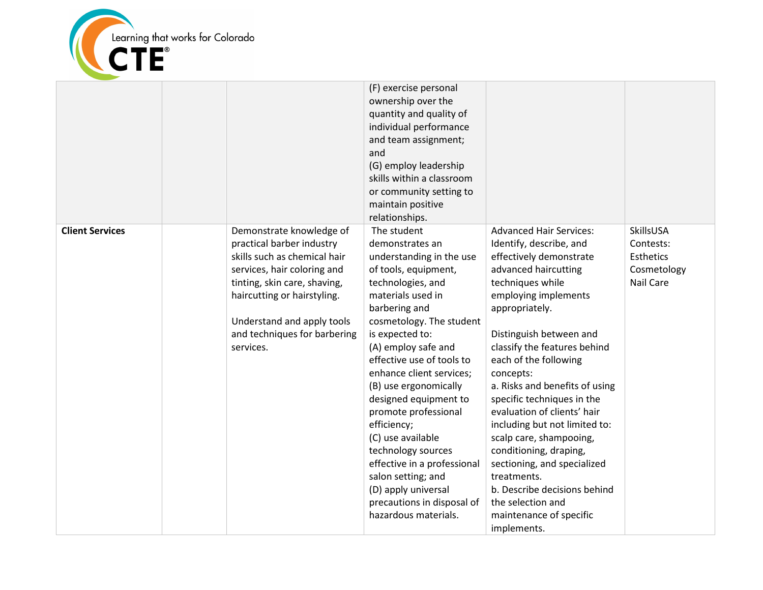| | | | | | |
|---|---|---|---|---|---|
| | | | (F) exercise personal ownership over the quantity and quality of individual performance and team assignment; and<br>(G) employ leadership skills within a classroom or community setting to maintain positive relationships. | | |
| **Client Services** | | Demonstrate knowledge of practical barber industry skills such as chemical hair services, hair coloring and tinting, skin care, shaving, haircutting or hairstyling.<br><br>Understand and apply tools and techniques for barbering services. | The student demonstrates an understanding in the use of tools, equipment, technologies, and materials used in barbering and cosmetology. The student is expected to:<br>(A) employ safe and effective use of tools to enhance client services;<br>(B) use ergonomically designed equipment to promote professional efficiency;<br>(C) use available technology sources effective in a professional salon setting; and<br>(D) apply universal precautions in disposal of hazardous materials. | Advanced Hair Services: Identify, describe, and effectively demonstrate advanced haircutting techniques while employing implements appropriately.<br><br>Distinguish between and classify the features behind each of the following concepts:<br>a. Risks and benefits of using specific techniques in the evaluation of clients' hair including but not limited to: scalp care, shampooing, conditioning, draping, sectioning, and specialized treatments.<br>b. Describe decisions behind the selection and maintenance of specific implements. | SkillsUSA Contests:<br>Esthetics<br>Cosmetology<br>Nail Care |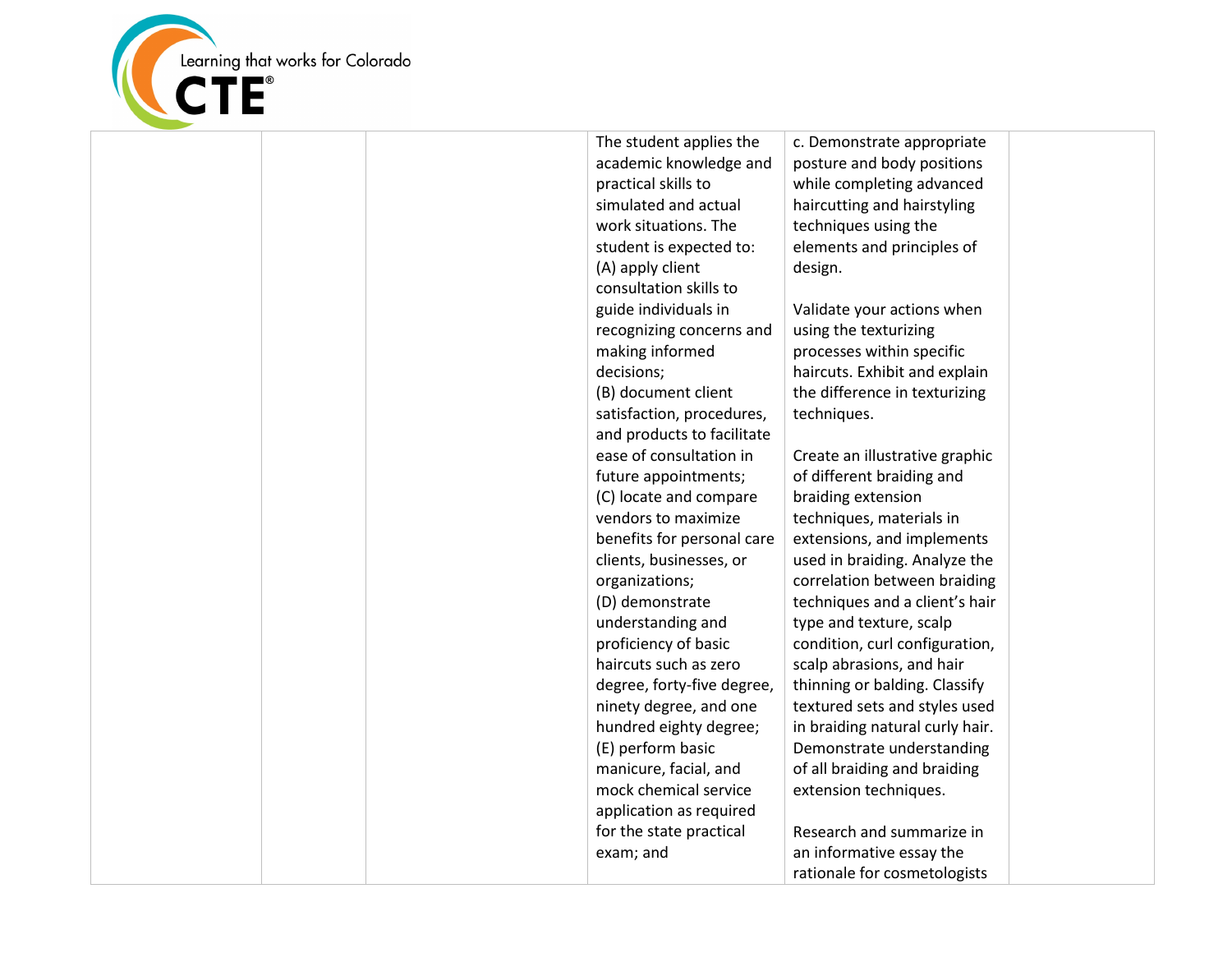| | | | | | |
|---|---|---|---|---|---|
| | | | The student applies the academic knowledge and practical skills to simulated and actual work situations. The student is expected to:<br>(A) apply client consultation skills to guide individuals in recognizing concerns and making informed decisions;<br>(B) document client satisfaction, procedures, and products to facilitate ease of consultation in future appointments;<br>(C) locate and compare vendors to maximize benefits for personal care clients, businesses, or organizations;<br>(D) demonstrate understanding and proficiency of basic haircuts such as zero degree, forty-five degree, ninety degree, and one hundred eighty degree;<br>(E) perform basic manicure, facial, and mock chemical service application as required for the state practical exam; and | c. Demonstrate appropriate posture and body positions while completing advanced haircutting and hairstyling techniques using the elements and principles of design.<br><br>Validate your actions when using the texturizing processes within specific haircuts. Exhibit and explain the difference in texturizing techniques.<br><br>Create an illustrative graphic of different braiding and braiding extension techniques, materials in extensions, and implements used in braiding. Analyze the correlation between braiding techniques and a client's hair type and texture, scalp condition, curl configuration, scalp abrasions, and hair thinning or balding. Classify textured sets and styles used in braiding natural curly hair. Demonstrate understanding of all braiding and braiding extension techniques.<br><br>Research and summarize in an informative essay the rationale for cosmetologists | |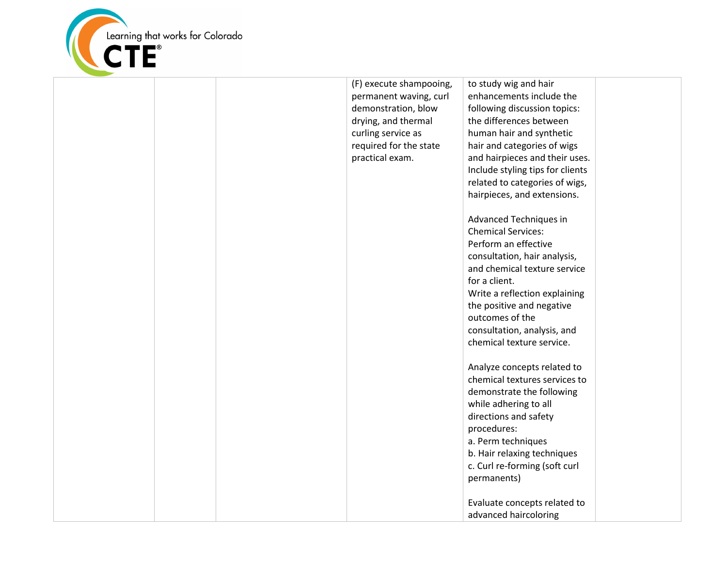|  |  |  | (F) execute shampooing, permanent waving, curl demonstration, blow drying, and thermal curling service as required for the state practical exam. | to study wig and hair enhancements include the following discussion topics: the differences between human hair and synthetic hair and categories of wigs and hairpieces and their uses. Include styling tips for clients related to categories of wigs, hairpieces, and extensions.<br><br>Advanced Techniques in Chemical Services:<br>Perform an effective consultation, hair analysis, and chemical texture service for a client.<br>Write a reflection explaining the positive and negative outcomes of the consultation, analysis, and chemical texture service.<br><br>Analyze concepts related to chemical textures services to demonstrate the following while adhering to all directions and safety procedures:<br>a. Perm techniques<br>b. Hair relaxing techniques<br>c. Curl re-forming (soft curl permanents)<br><br>Evaluate concepts related to advanced haircoloring |  |
|---|---|---|---|---|---|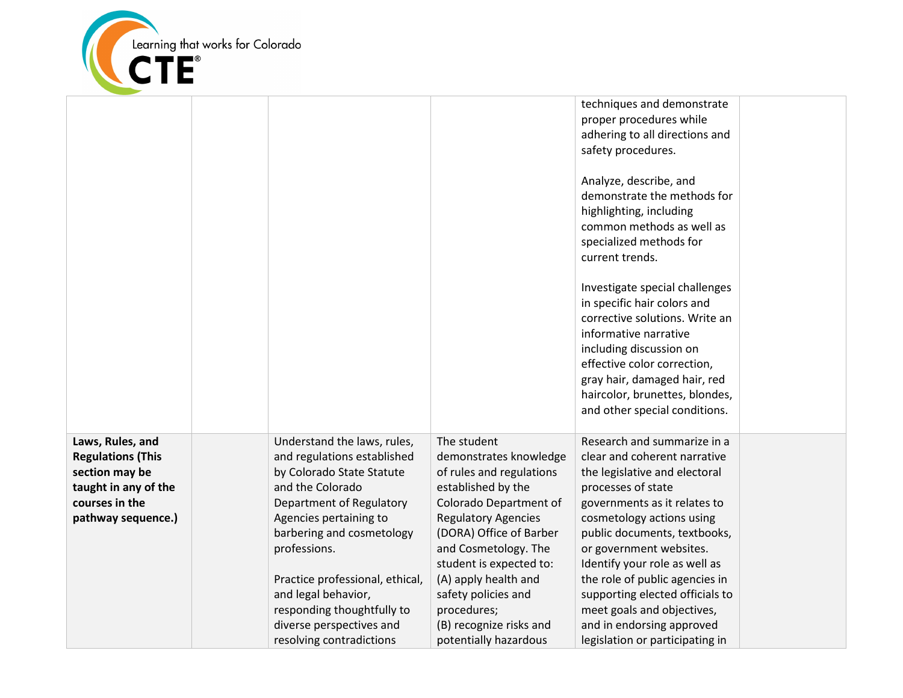| | | | | | |
|---|---|---|---|---|---|
| | | | | techniques and demonstrate proper procedures while adhering to all directions and safety procedures.<br><br>Analyze, describe, and demonstrate the methods for highlighting, including common methods as well as specialized methods for current trends.<br><br>Investigate special challenges in specific hair colors and corrective solutions. Write an informative narrative including discussion on effective color correction, gray hair, damaged hair, red haircolor, brunettes, blondes, and other special conditions. | |
| **Laws, Rules, and Regulations (This section may be taught in any of the courses in the pathway sequence.)** | | Understand the laws, rules, and regulations established by Colorado State Statute and the Colorado Department of Regulatory Agencies pertaining to barbering and cosmetology professions.<br><br>Practice professional, ethical, and legal behavior, responding thoughtfully to diverse perspectives and resolving contradictions | The student demonstrates knowledge of rules and regulations established by the Colorado Department of Regulatory Agencies (DORA) Office of Barber and Cosmetology. The student is expected to:<br>(A) apply health and safety policies and procedures;<br>(B) recognize risks and potentially hazardous | Research and summarize in a clear and coherent narrative the legislative and electoral processes of state governments as it relates to cosmetology actions using public documents, textbooks, or government websites. Identify your role as well as the role of public agencies in supporting elected officials to meet goals and objectives, and in endorsing approved legislation or participating in | |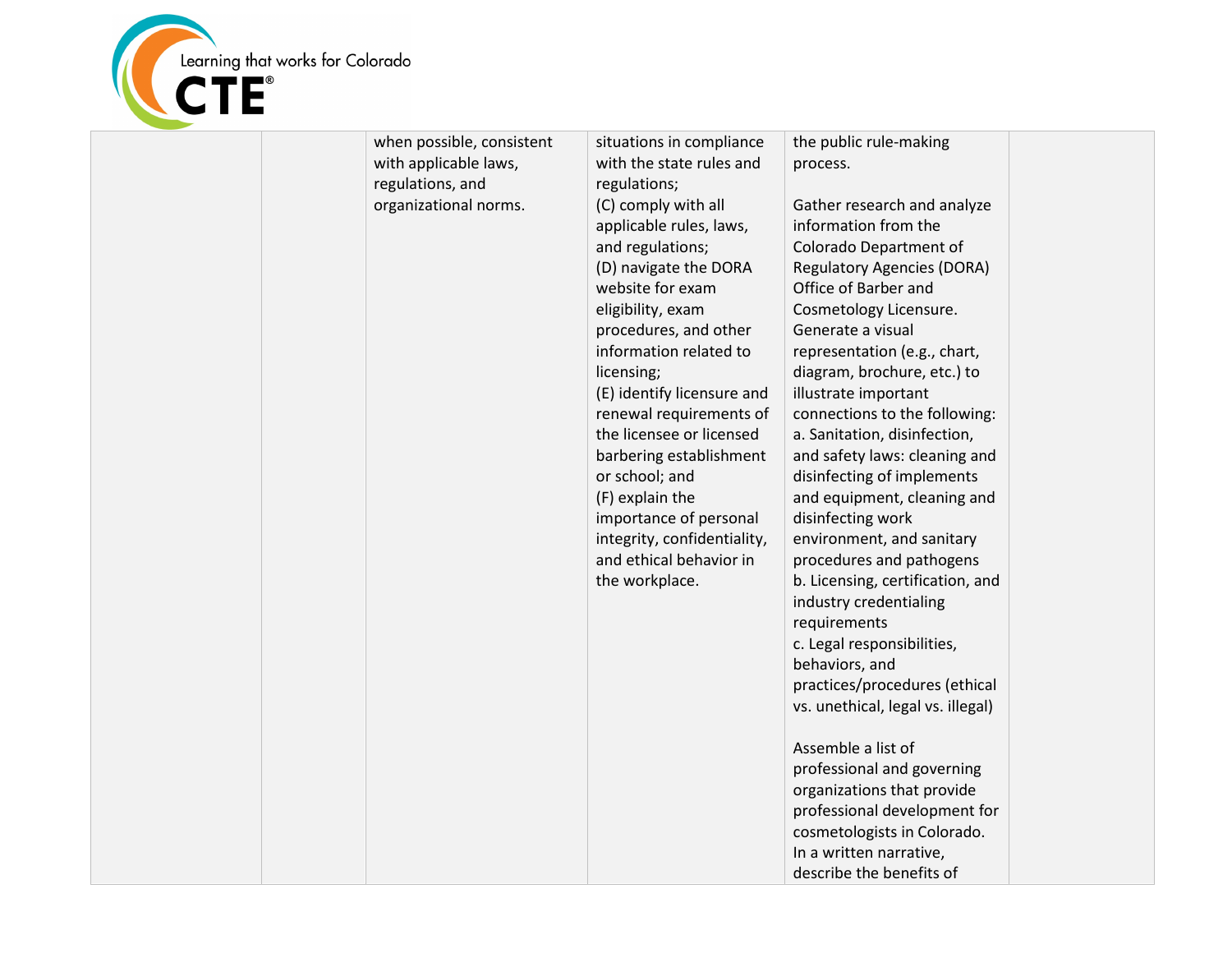|  |  |  |  |  |  |
|---|---|---|---|---|---|
|  |  | when possible, consistent with applicable laws, regulations, and organizational norms. | situations in compliance with the state rules and regulations;<br>(C) comply with all applicable rules, laws, and regulations;<br>(D) navigate the DORA website for exam eligibility, exam procedures, and other information related to licensing;<br>(E) identify licensure and renewal requirements of the licensee or licensed barbering establishment or school; and<br>(F) explain the importance of personal integrity, confidentiality, and ethical behavior in the workplace. | the public rule-making process.<br><br>Gather research and analyze information from the Colorado Department of Regulatory Agencies (DORA) Office of Barber and Cosmetology Licensure. Generate a visual representation (e.g., chart, diagram, brochure, etc.) to illustrate important connections to the following:<br>a. Sanitation, disinfection, and safety laws: cleaning and disinfecting of implements and equipment, cleaning and disinfecting work environment, and sanitary procedures and pathogens<br>b. Licensing, certification, and industry credentialing requirements<br>c. Legal responsibilities, behaviors, and practices/procedures (ethical vs. unethical, legal vs. illegal)<br><br>Assemble a list of professional and governing organizations that provide professional development for cosmetologists in Colorado. In a written narrative, describe the benefits of |  |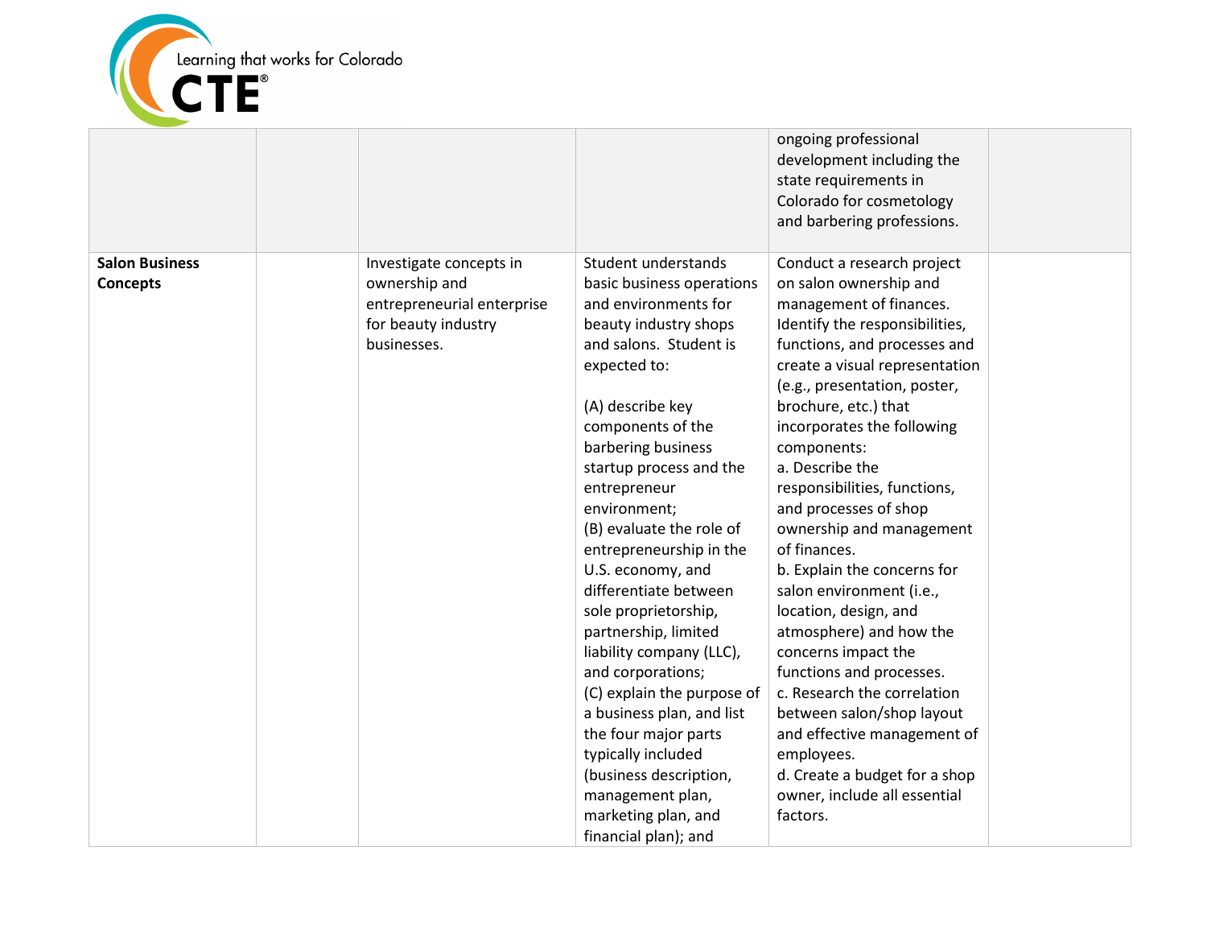| | | | | | |
|---|---|---|---|---|---|
| | | | | ongoing professional development including the state requirements in Colorado for cosmetology and barbering professions. | |
| **Salon Business Concepts** | | Investigate concepts in ownership and entrepreneurial enterprise for beauty industry businesses. | Student understands basic business operations and environments for beauty industry shops and salons. Student is expected to:<br><br>(A) describe key components of the barbering business startup process and the entrepreneur environment;<br>(B) evaluate the role of entrepreneurship in the U.S. economy, and differentiate between sole proprietorship, partnership, limited liability company (LLC), and corporations;<br>(C) explain the purpose of a business plan, and list the four major parts typically included (business description, management plan, marketing plan, and financial plan); and | Conduct a research project on salon ownership and management of finances. Identify the responsibilities, functions, and processes and create a visual representation (e.g., presentation, poster, brochure, etc.) that incorporates the following components:<br>a. Describe the responsibilities, functions, and processes of shop ownership and management of finances.<br>b. Explain the concerns for salon environment (i.e., location, design, and atmosphere) and how the concerns impact the functions and processes.<br>c. Research the correlation between salon/shop layout and effective management of employees.<br>d. Create a budget for a shop owner, include all essential factors. | |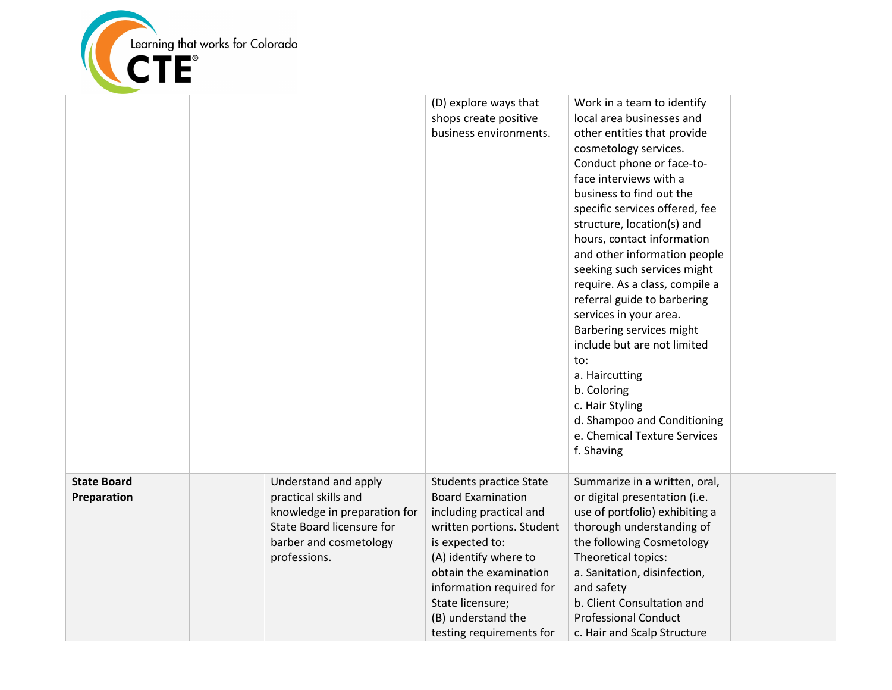| | | | | | |
|---|---|---|---|---|---|
| | | | (D) explore ways that shops create positive business environments. | Work in a team to identify local area businesses and other entities that provide cosmetology services. Conduct phone or face-to-face interviews with a business to find out the specific services offered, fee structure, location(s) and hours, contact information and other information people seeking such services might require. As a class, compile a referral guide to barbering services in your area. Barbering services might include but are not limited to:<br>a. Haircutting<br>b. Coloring<br>c. Hair Styling<br>d. Shampoo and Conditioning<br>e. Chemical Texture Services<br>f. Shaving | |
| **State Board Preparation** | | Understand and apply practical skills and knowledge in preparation for State Board licensure for barber and cosmetology professions. | Students practice State Board Examination including practical and written portions. Student is expected to:<br>(A) identify where to obtain the examination information required for State licensure;<br>(B) understand the testing requirements for | Summarize in a written, oral, or digital presentation (i.e. use of portfolio) exhibiting a thorough understanding of the following Cosmetology Theoretical topics:<br>a. Sanitation, disinfection, and safety<br>b. Client Consultation and Professional Conduct<br>c. Hair and Scalp Structure | |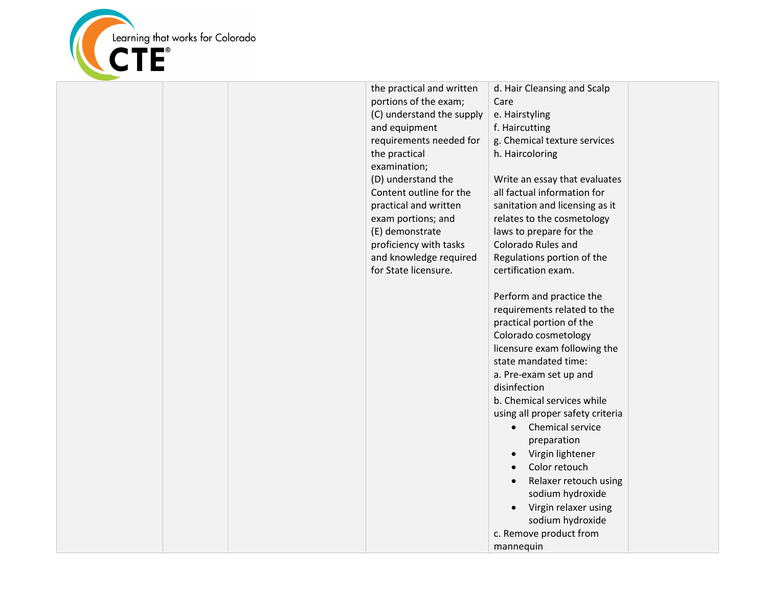| | | | | | |
|---|---|---|---|---|---|
| | | | the practical and written portions of the exam;<br>(C) understand the supply and equipment requirements needed for the practical examination;<br>(D) understand the Content outline for the practical and written exam portions; and<br>(E) demonstrate proficiency with tasks and knowledge required for State licensure. | d. Hair Cleansing and Scalp Care<br>e. Hairstyling<br>f. Haircutting<br>g. Chemical texture services<br>h. Haircoloring<br><br>Write an essay that evaluates all factual information for sanitation and licensing as it relates to the cosmetology laws to prepare for the Colorado Rules and Regulations portion of the certification exam.<br><br>Perform and practice the requirements related to the practical portion of the Colorado cosmetology licensure exam following the state mandated time:<br>a. Pre-exam set up and disinfection<br>b. Chemical services while using all proper safety criteria<br>• Chemical service preparation<br>• Virgin lightener<br>• Color retouch<br>• Relaxer retouch using sodium hydroxide<br>• Virgin relaxer using sodium hydroxide<br>c. Remove product from mannequin | |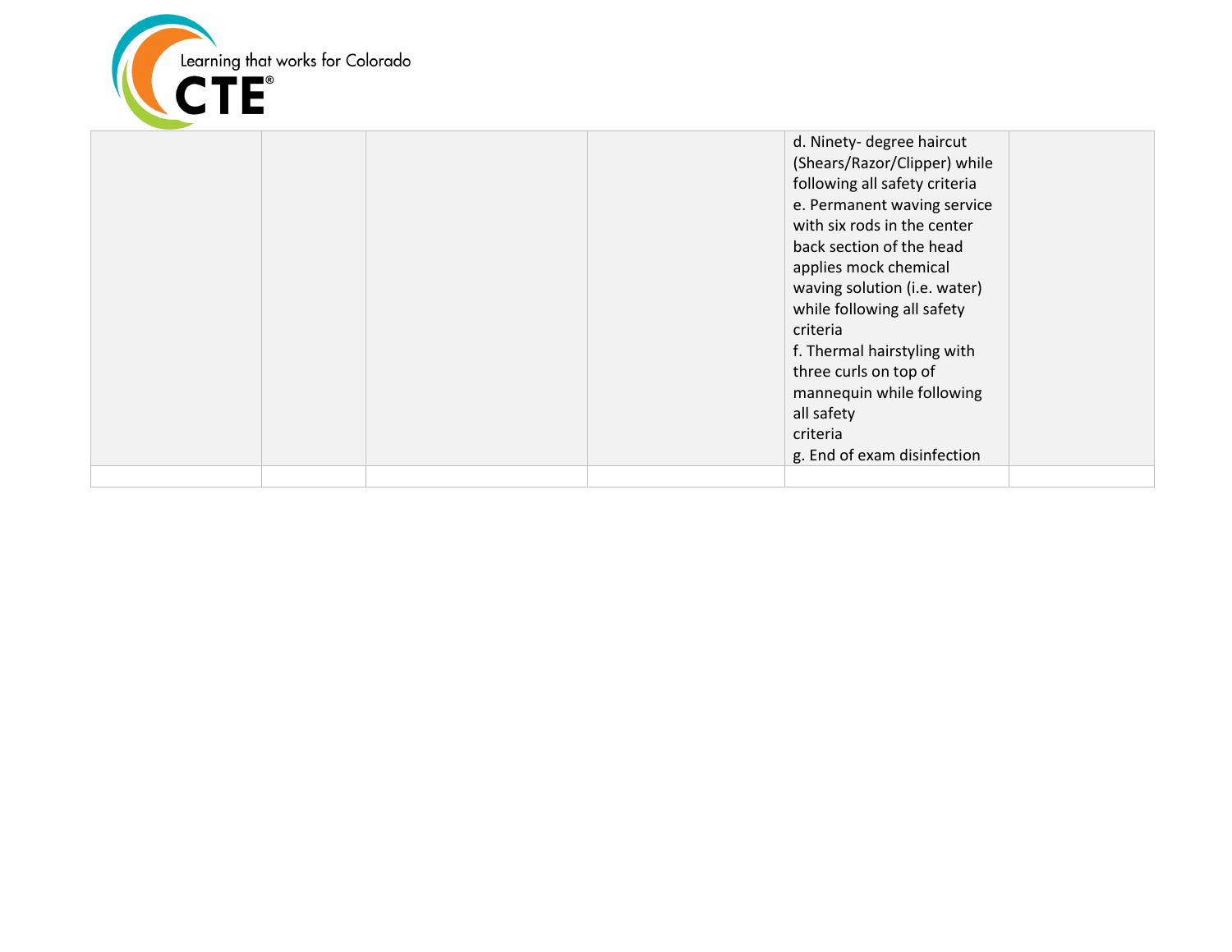| | | | | | |
|---|---|---|---|---|---|
| | | | | d. Ninety- degree haircut (Shears/Razor/Clipper) while following all safety criteria<br>e. Permanent waving service with six rods in the center back section of the head applies mock chemical waving solution (i.e. water) while following all safety criteria<br>f. Thermal hairstyling with three curls on top of mannequin while following all safety criteria<br>g. End of exam disinfection | |
| | | | | | |